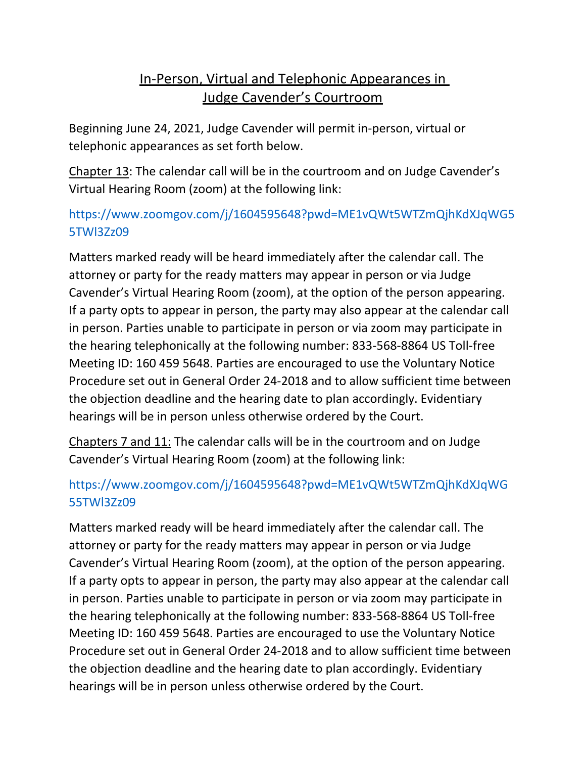# In-Person, Virtual and Telephonic Appearances in Judge Cavender's Courtroom

Beginning June 24, 2021, Judge Cavender will permit in-person, virtual or telephonic appearances as set forth below.

Chapter 13: The calendar call will be in the courtroom and on Judge Cavender's Virtual Hearing Room (zoom) at the following link:

https://www.zoomgov.com/j/1604595648?pwd=ME1vQWt5WTZmQjhKdXJqWG55TWl3Zz09

Matters marked ready will be heard immediately after the calendar call. The attorney or party for the ready matters may appear in person or via Judge Cavender's Virtual Hearing Room (zoom), at the option of the person appearing. If a party opts to appear in person, the party may also appear at the calendar call in person. Parties unable to participate in person or via zoom may participate in the hearing telephonically at the following number: 833-568-8864 US Toll-free Meeting ID: 160 459 5648. Parties are encouraged to use the Voluntary Notice Procedure set out in General Order 24-2018 and to allow sufficient time between the objection deadline and the hearing date to plan accordingly. Evidentiary hearings will be in person unless otherwise ordered by the Court.

Chapters 7 and 11: The calendar calls will be in the courtroom and on Judge Cavender's Virtual Hearing Room (zoom) at the following link:

https://www.zoomgov.com/j/1604595648?pwd=ME1vQWt5WTZmQjhKdXJqWG55TWl3Zz09

Matters marked ready will be heard immediately after the calendar call. The attorney or party for the ready matters may appear in person or via Judge Cavender's Virtual Hearing Room (zoom), at the option of the person appearing. If a party opts to appear in person, the party may also appear at the calendar call in person. Parties unable to participate in person or via zoom may participate in the hearing telephonically at the following number: 833-568-8864 US Toll-free Meeting ID: 160 459 5648. Parties are encouraged to use the Voluntary Notice Procedure set out in General Order 24-2018 and to allow sufficient time between the objection deadline and the hearing date to plan accordingly. Evidentiary hearings will be in person unless otherwise ordered by the Court.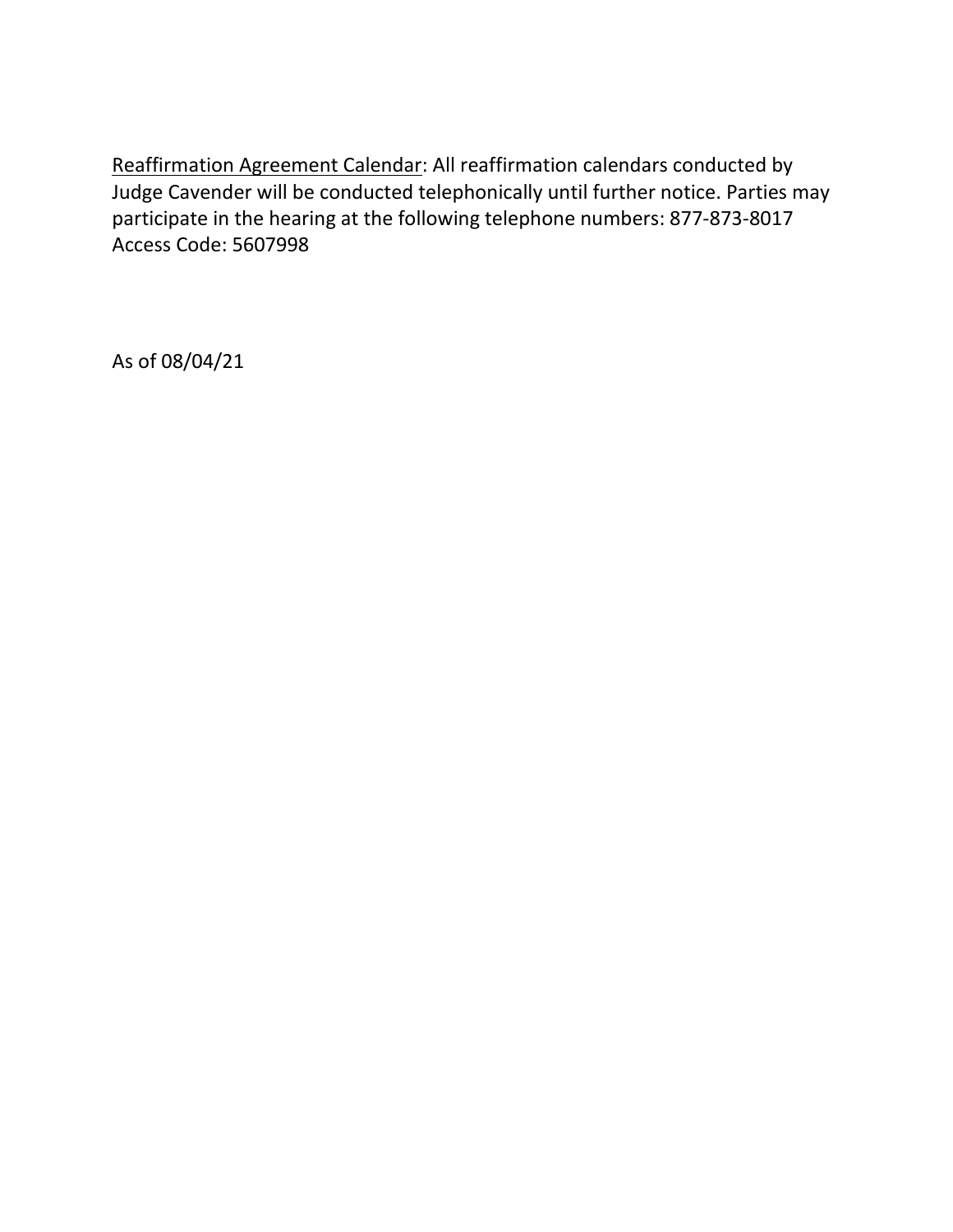<u>Reaffirmation Agreement Calendar</u>: All reaffirmation calendars conducted by Judge Cavender will be conducted telephonically until further notice. Parties may participate in the hearing at the following telephone numbers: 877-873-8017 Access Code: 5607998

As of 08/04/21